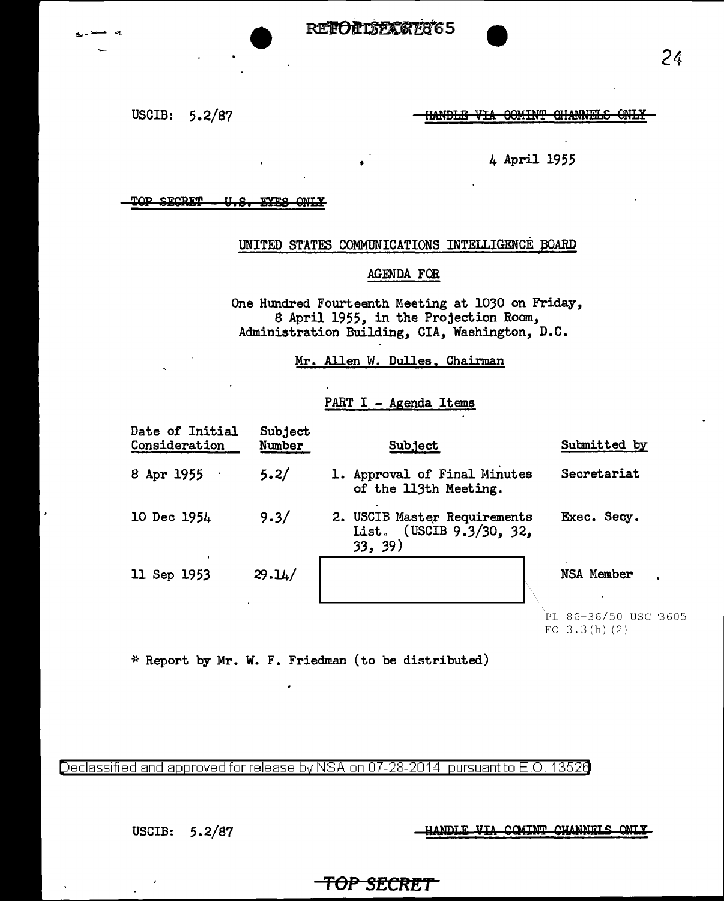REF ID:A67865

USCIB: 5.2/87

~~HANDLE VIA COMINT CHANNELS ONLY~~

4 April 1955

~~TOP SECRET - U.S. EYES ONLY~~

UNITED STATES COMMUNICATIONS INTELLIGENCE BOARD

AGENDA FOR

One Hundred Fourteenth Meeting at 1030 on Friday, 8 April 1955, in the Projection Room, Administration Building, CIA, Washington, D.C.

Mr. Allen W. Dulles, Chairman

PART I - Agenda Items

| Date of Initial Consideration | Subject Number | Subject | Submitted by |
|---|---|---|---|
| 8 Apr 1955 | 5.2/ | 1. Approval of Final Minutes of the 113th Meeting. | Secretariat |
| 10 Dec 1954 | 9.3/ | 2. USCIB Master Requirements List. (USCIB 9.3/30, 32, 33, 39) | Exec. Secy. |
| 11 Sep 1953 | 29.14/ | [redacted] | NSA Member |

PL 86-36/50 USC 3605
EO 3.3(h)(2)

\* Report by Mr. W. F. Friedman (to be distributed)

Declassified and approved for release by NSA on 07-28-2014 pursuant to E.O. 13526

USCIB: 5.2/87

~~HANDLE VIA COMINT CHANNELS ONLY~~

~~TOP SECRET~~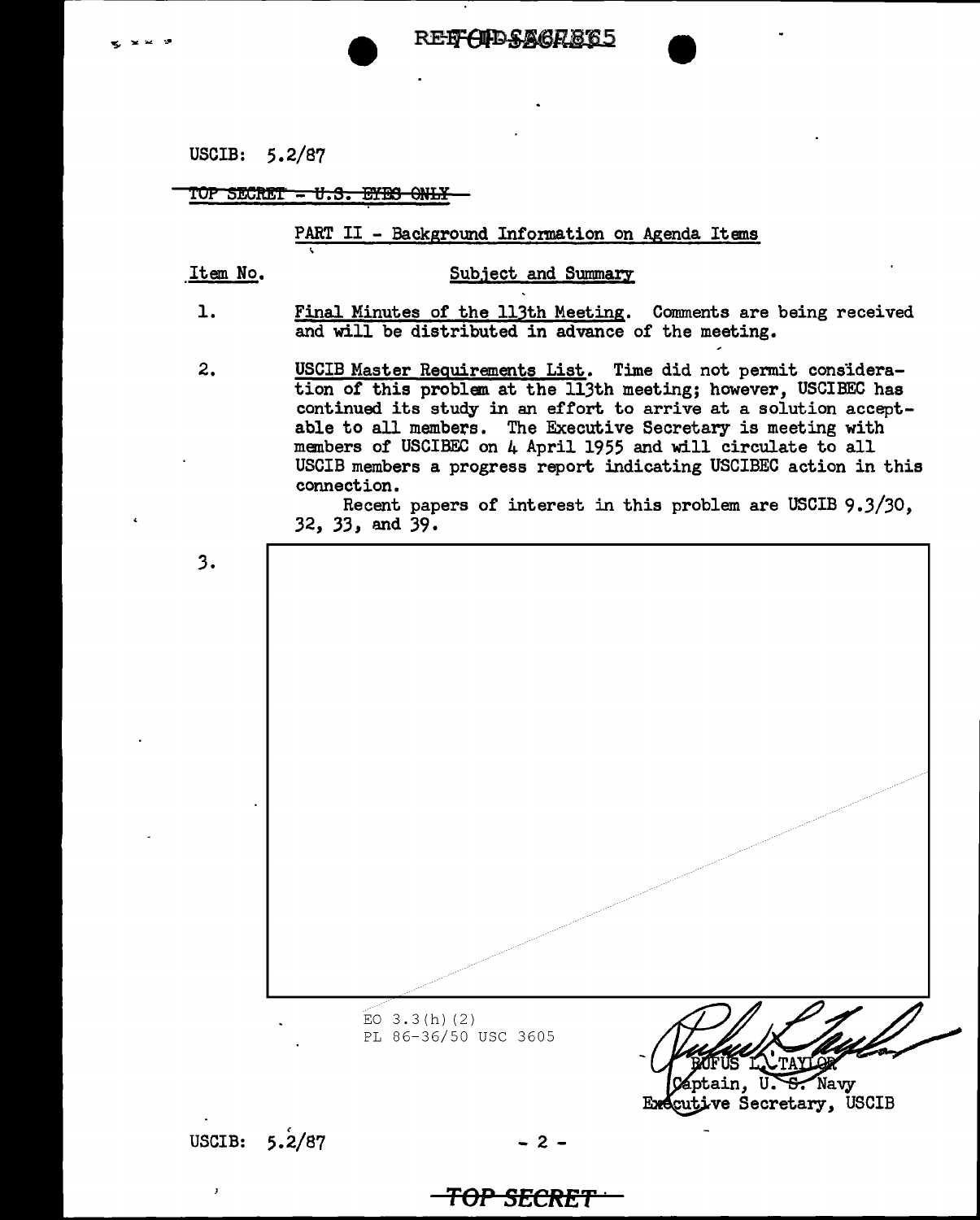USCIB: 5.2/87

~~TOP SECRET - U.S. EYES ONLY~~

PART II - Background Information on Agenda Items

| Item No. | Subject and Summary |
| --- | --- |
| 1. | Final Minutes of the 113th Meeting. Comments are being received and will be distributed in advance of the meeting. |
| 2. | USCIB Master Requirements List. Time did not permit consideration of this problem at the 113th meeting; however, USCIBEC has continued its study in an effort to arrive at a solution acceptable to all members. The Executive Secretary is meeting with members of USCIBEC on 4 April 1955 and will circulate to all USCIB members a progress report indicating USCIBEC action in this connection. Recent papers of interest in this problem are USCIB 9.3/30, 32, 33, and 39. |
| 3. | |

EO 3.3(h)(2)
PL 86-36/50 USC 3605

RUFUS L. TAYLOR
Captain, U. S. Navy
Executive Secretary, USCIB

USCIB: 5.2/87

TOP SECRET